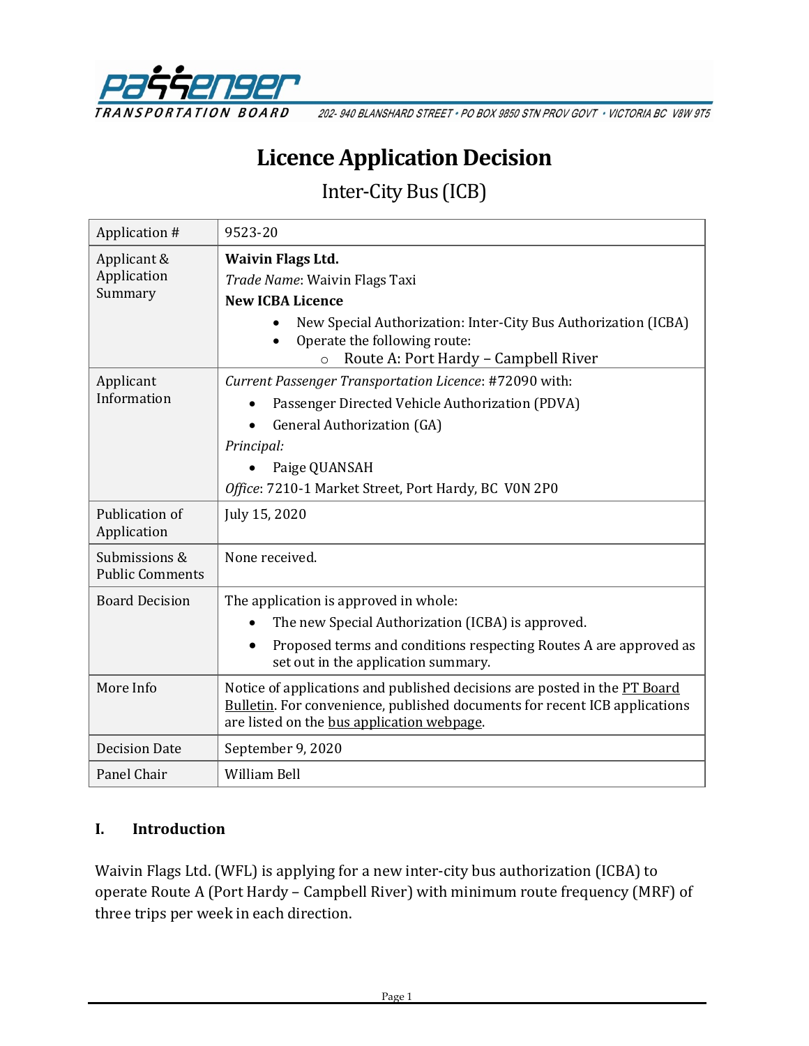PASSENGER TRANSPORTATION BOARD

202- 940 BLANSHARD STREET • PO BOX 9850 STN PROV GOVT • VICTORIA BC V8W 9T5

# Licence Application Decision

## Inter-City Bus (ICB)

| | |
|---|---|
| Application # | 9523-20 |
| Applicant & Application Summary | **Waivin Flags Ltd.**<br>*Trade Name*: Waivin Flags Taxi<br>**New ICBA Licence**<br>• New Special Authorization: Inter-City Bus Authorization (ICBA)<br>• Operate the following route:<br>  ○ Route A: Port Hardy – Campbell River |
| Applicant Information | *Current Passenger Transportation Licence*: #72090 with:<br>• Passenger Directed Vehicle Authorization (PDVA)<br>• General Authorization (GA)<br>*Principal:*<br>• Paige QUANSAH<br>*Office*: 7210-1 Market Street, Port Hardy, BC V0N 2P0 |
| Publication of Application | July 15, 2020 |
| Submissions & Public Comments | None received. |
| Board Decision | The application is approved in whole:<br>• The new Special Authorization (ICBA) is approved.<br>• Proposed terms and conditions respecting Routes A are approved as set out in the application summary. |
| More Info | Notice of applications and published decisions are posted in the PT Board Bulletin. For convenience, published documents for recent ICB applications are listed on the bus application webpage. |
| Decision Date | September 9, 2020 |
| Panel Chair | William Bell |

## I. Introduction

Waivin Flags Ltd. (WFL) is applying for a new inter-city bus authorization (ICBA) to operate Route A (Port Hardy – Campbell River) with minimum route frequency (MRF) of three trips per week in each direction.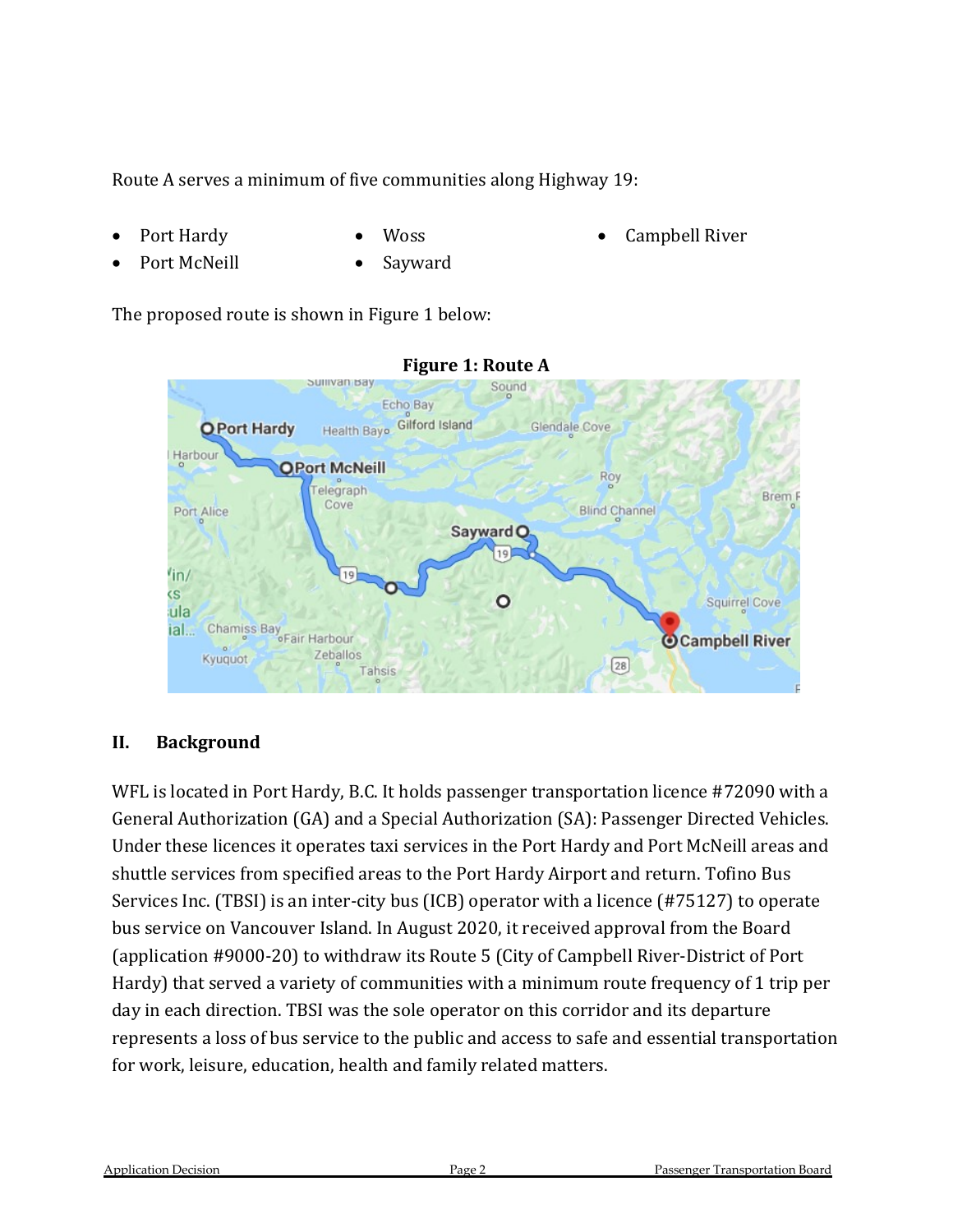Route A serves a minimum of five communities along Highway 19:

- Port Hardy
- Port McNeill
- Woss
- Sayward
- Campbell River

The proposed route is shown in Figure 1 below:

**Figure 1: Route A**

## II. Background

WFL is located in Port Hardy, B.C. It holds passenger transportation licence #72090 with a General Authorization (GA) and a Special Authorization (SA): Passenger Directed Vehicles. Under these licences it operates taxi services in the Port Hardy and Port McNeill areas and shuttle services from specified areas to the Port Hardy Airport and return. Tofino Bus Services Inc. (TBSI) is an inter-city bus (ICB) operator with a licence (#75127) to operate bus service on Vancouver Island. In August 2020, it received approval from the Board (application #9000-20) to withdraw its Route 5 (City of Campbell River-District of Port Hardy) that served a variety of communities with a minimum route frequency of 1 trip per day in each direction. TBSI was the sole operator on this corridor and its departure represents a loss of bus service to the public and access to safe and essential transportation for work, leisure, education, health and family related matters.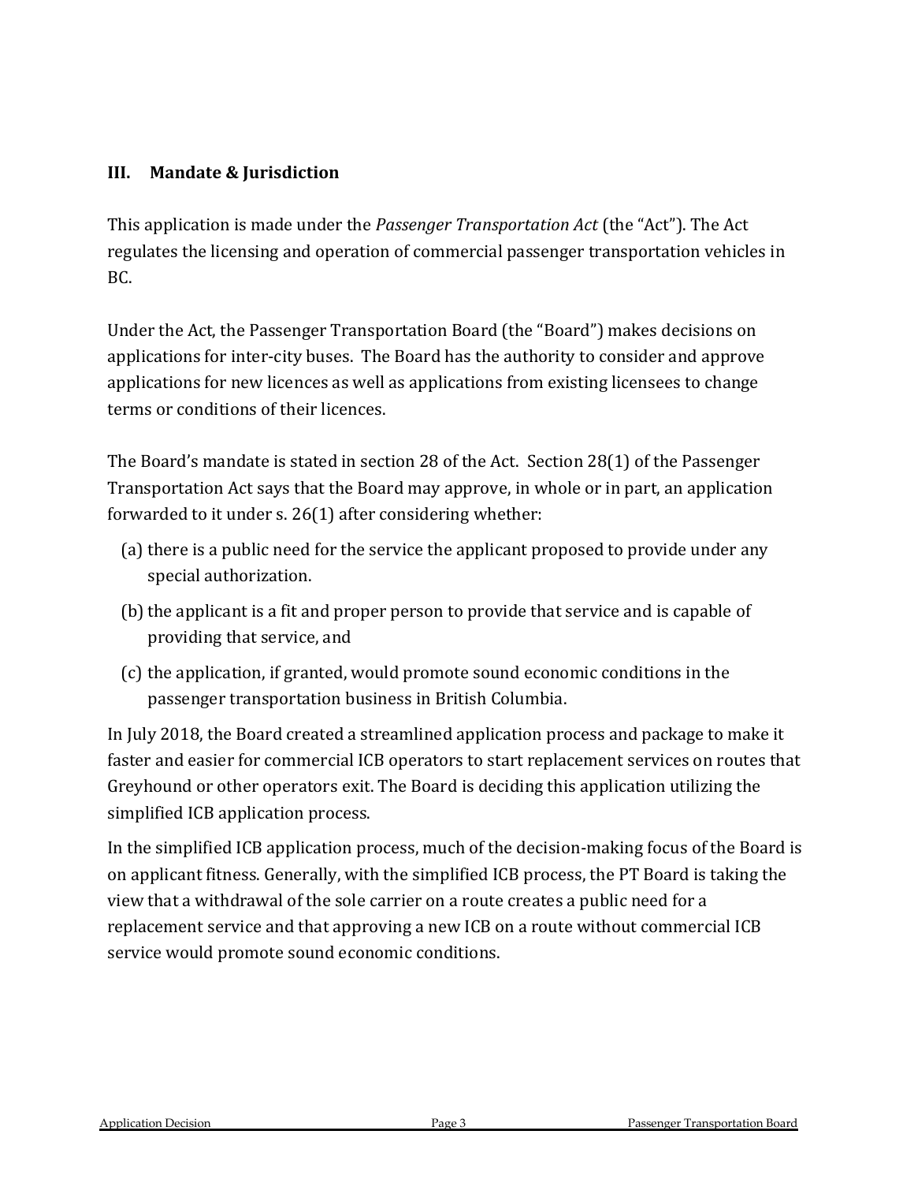## III. Mandate & Jurisdiction

This application is made under the *Passenger Transportation Act* (the "Act"). The Act regulates the licensing and operation of commercial passenger transportation vehicles in BC.

Under the Act, the Passenger Transportation Board (the "Board") makes decisions on applications for inter-city buses. The Board has the authority to consider and approve applications for new licences as well as applications from existing licensees to change terms or conditions of their licences.

The Board's mandate is stated in section 28 of the Act. Section 28(1) of the Passenger Transportation Act says that the Board may approve, in whole or in part, an application forwarded to it under s. 26(1) after considering whether:

(a) there is a public need for the service the applicant proposed to provide under any special authorization.

(b) the applicant is a fit and proper person to provide that service and is capable of providing that service, and

(c) the application, if granted, would promote sound economic conditions in the passenger transportation business in British Columbia.

In July 2018, the Board created a streamlined application process and package to make it faster and easier for commercial ICB operators to start replacement services on routes that Greyhound or other operators exit. The Board is deciding this application utilizing the simplified ICB application process.

In the simplified ICB application process, much of the decision-making focus of the Board is on applicant fitness. Generally, with the simplified ICB process, the PT Board is taking the view that a withdrawal of the sole carrier on a route creates a public need for a replacement service and that approving a new ICB on a route without commercial ICB service would promote sound economic conditions.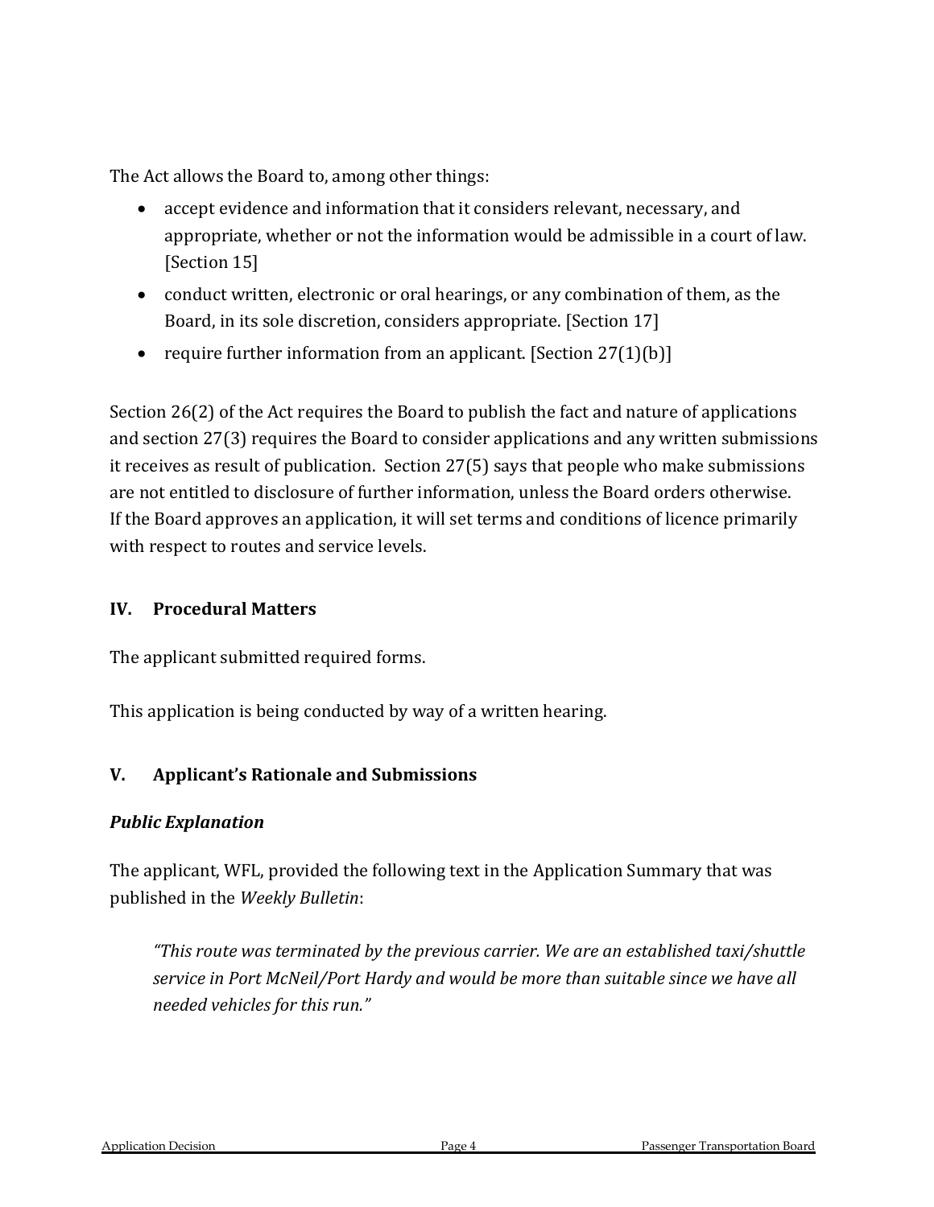The Act allows the Board to, among other things:

- accept evidence and information that it considers relevant, necessary, and appropriate, whether or not the information would be admissible in a court of law. [Section 15]
- conduct written, electronic or oral hearings, or any combination of them, as the Board, in its sole discretion, considers appropriate. [Section 17]
- require further information from an applicant. [Section 27(1)(b)]

Section 26(2) of the Act requires the Board to publish the fact and nature of applications and section 27(3) requires the Board to consider applications and any written submissions it receives as result of publication. Section 27(5) says that people who make submissions are not entitled to disclosure of further information, unless the Board orders otherwise. If the Board approves an application, it will set terms and conditions of licence primarily with respect to routes and service levels.

## IV. Procedural Matters

The applicant submitted required forms.

This application is being conducted by way of a written hearing.

## V. Applicant's Rationale and Submissions

### *Public Explanation*

The applicant, WFL, provided the following text in the Application Summary that was published in the *Weekly Bulletin*:

> *"This route was terminated by the previous carrier. We are an established taxi/shuttle service in Port McNeil/Port Hardy and would be more than suitable since we have all needed vehicles for this run."*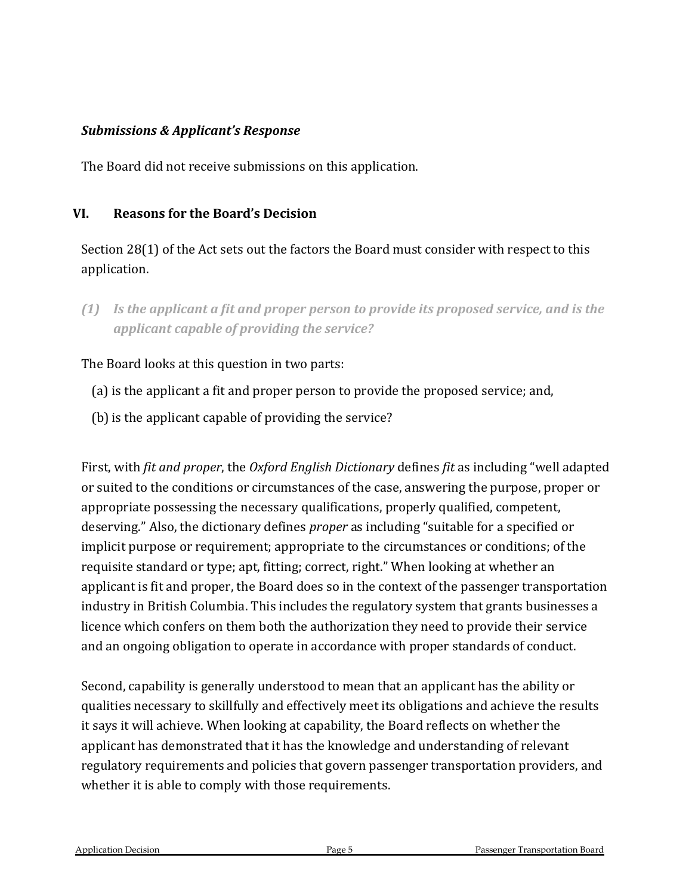***Submissions & Applicant's Response***

The Board did not receive submissions on this application.

## VI. Reasons for the Board's Decision

Section 28(1) of the Act sets out the factors the Board must consider with respect to this application.

### *(1) Is the applicant a fit and proper person to provide its proposed service, and is the applicant capable of providing the service?*

The Board looks at this question in two parts:

(a) is the applicant a fit and proper person to provide the proposed service; and,

(b) is the applicant capable of providing the service?

First, with *fit and proper*, the *Oxford English Dictionary* defines *fit* as including "well adapted or suited to the conditions or circumstances of the case, answering the purpose, proper or appropriate possessing the necessary qualifications, properly qualified, competent, deserving." Also, the dictionary defines *proper* as including "suitable for a specified or implicit purpose or requirement; appropriate to the circumstances or conditions; of the requisite standard or type; apt, fitting; correct, right." When looking at whether an applicant is fit and proper, the Board does so in the context of the passenger transportation industry in British Columbia. This includes the regulatory system that grants businesses a licence which confers on them both the authorization they need to provide their service and an ongoing obligation to operate in accordance with proper standards of conduct.

Second, capability is generally understood to mean that an applicant has the ability or qualities necessary to skillfully and effectively meet its obligations and achieve the results it says it will achieve. When looking at capability, the Board reflects on whether the applicant has demonstrated that it has the knowledge and understanding of relevant regulatory requirements and policies that govern passenger transportation providers, and whether it is able to comply with those requirements.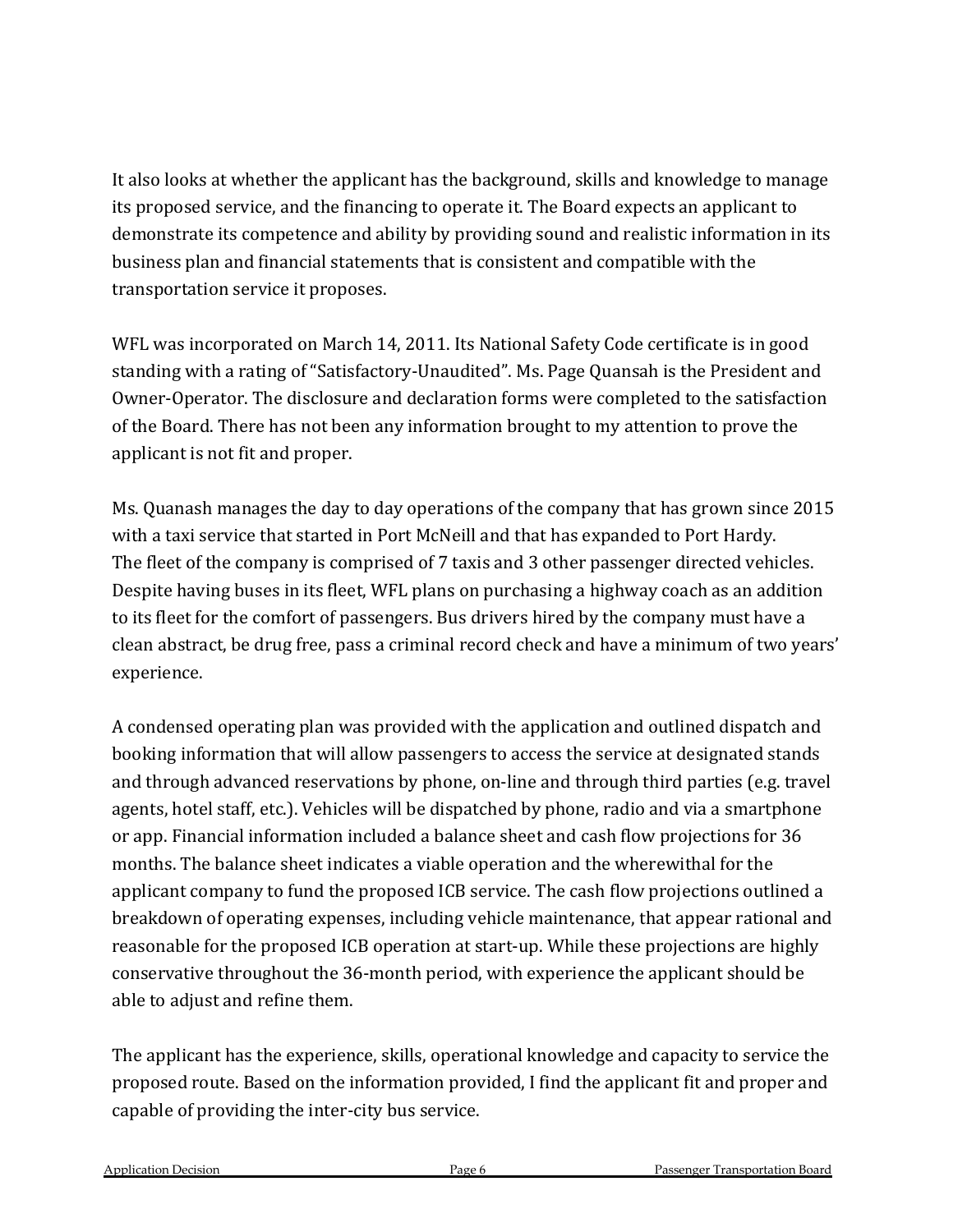It also looks at whether the applicant has the background, skills and knowledge to manage its proposed service, and the financing to operate it. The Board expects an applicant to demonstrate its competence and ability by providing sound and realistic information in its business plan and financial statements that is consistent and compatible with the transportation service it proposes.

WFL was incorporated on March 14, 2011. Its National Safety Code certificate is in good standing with a rating of "Satisfactory-Unaudited". Ms. Page Quansah is the President and Owner-Operator. The disclosure and declaration forms were completed to the satisfaction of the Board. There has not been any information brought to my attention to prove the applicant is not fit and proper.

Ms. Quanash manages the day to day operations of the company that has grown since 2015 with a taxi service that started in Port McNeill and that has expanded to Port Hardy. The fleet of the company is comprised of 7 taxis and 3 other passenger directed vehicles. Despite having buses in its fleet, WFL plans on purchasing a highway coach as an addition to its fleet for the comfort of passengers. Bus drivers hired by the company must have a clean abstract, be drug free, pass a criminal record check and have a minimum of two years' experience.

A condensed operating plan was provided with the application and outlined dispatch and booking information that will allow passengers to access the service at designated stands and through advanced reservations by phone, on-line and through third parties (e.g. travel agents, hotel staff, etc.). Vehicles will be dispatched by phone, radio and via a smartphone or app. Financial information included a balance sheet and cash flow projections for 36 months. The balance sheet indicates a viable operation and the wherewithal for the applicant company to fund the proposed ICB service. The cash flow projections outlined a breakdown of operating expenses, including vehicle maintenance, that appear rational and reasonable for the proposed ICB operation at start-up. While these projections are highly conservative throughout the 36-month period, with experience the applicant should be able to adjust and refine them.

The applicant has the experience, skills, operational knowledge and capacity to service the proposed route. Based on the information provided, I find the applicant fit and proper and capable of providing the inter-city bus service.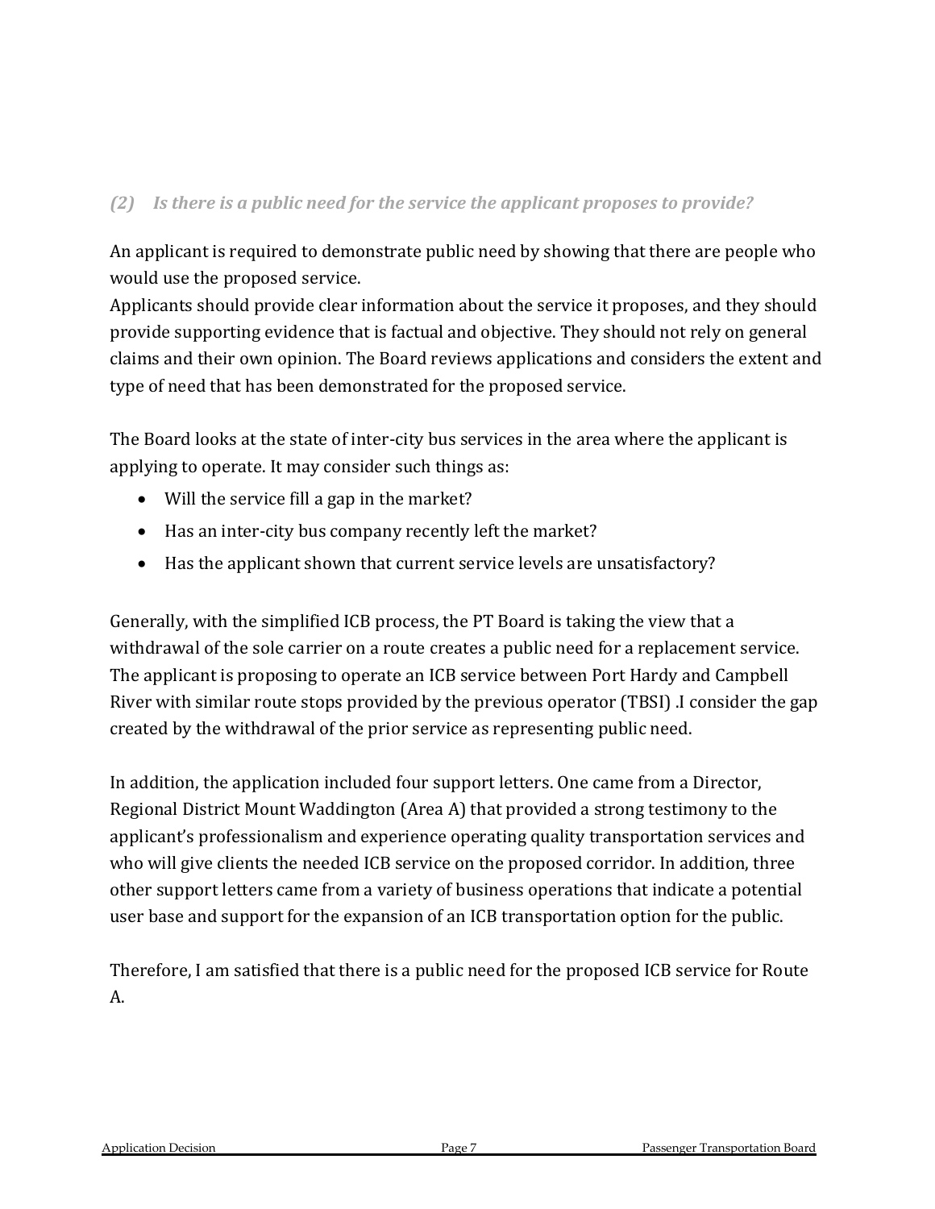### *(2) Is there is a public need for the service the applicant proposes to provide?*

An applicant is required to demonstrate public need by showing that there are people who would use the proposed service.
Applicants should provide clear information about the service it proposes, and they should provide supporting evidence that is factual and objective. They should not rely on general claims and their own opinion. The Board reviews applications and considers the extent and type of need that has been demonstrated for the proposed service.

The Board looks at the state of inter-city bus services in the area where the applicant is applying to operate. It may consider such things as:

- Will the service fill a gap in the market?
- Has an inter-city bus company recently left the market?
- Has the applicant shown that current service levels are unsatisfactory?

Generally, with the simplified ICB process, the PT Board is taking the view that a withdrawal of the sole carrier on a route creates a public need for a replacement service. The applicant is proposing to operate an ICB service between Port Hardy and Campbell River with similar route stops provided by the previous operator (TBSI) .I consider the gap created by the withdrawal of the prior service as representing public need.

In addition, the application included four support letters. One came from a Director, Regional District Mount Waddington (Area A) that provided a strong testimony to the applicant's professionalism and experience operating quality transportation services and who will give clients the needed ICB service on the proposed corridor. In addition, three other support letters came from a variety of business operations that indicate a potential user base and support for the expansion of an ICB transportation option for the public.

Therefore, I am satisfied that there is a public need for the proposed ICB service for Route A.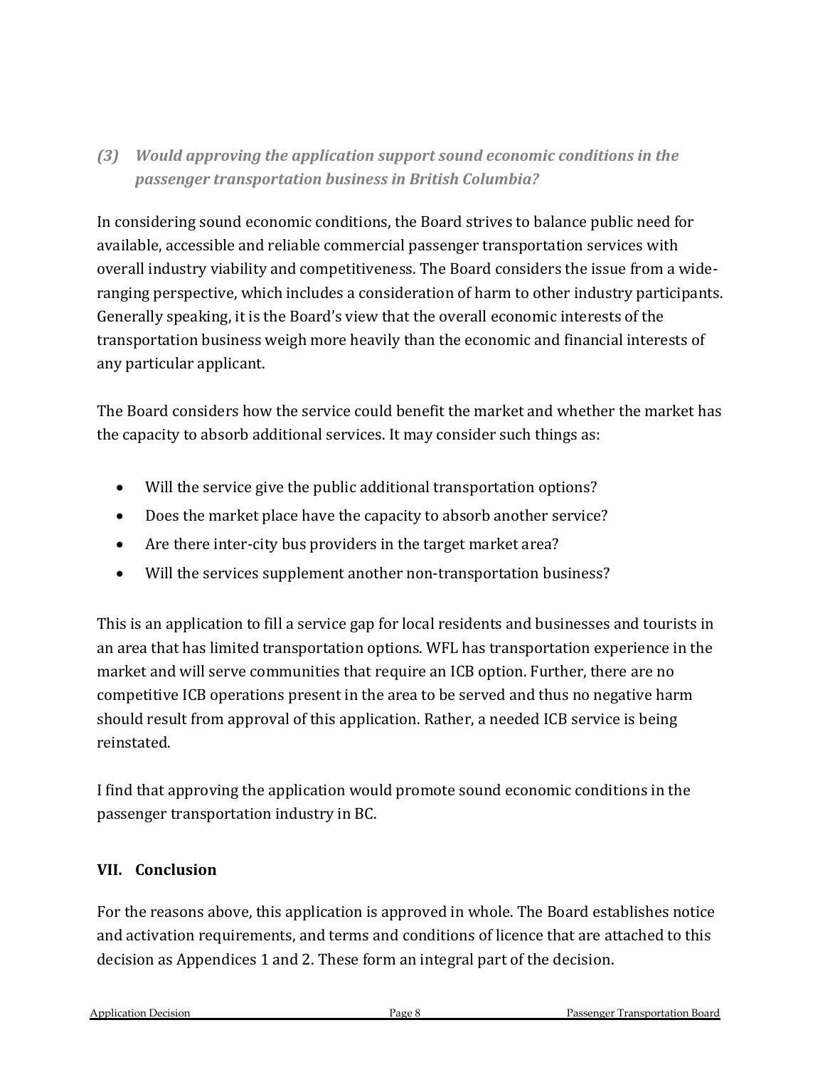### *(3) Would approving the application support sound economic conditions in the passenger transportation business in British Columbia?*

In considering sound economic conditions, the Board strives to balance public need for available, accessible and reliable commercial passenger transportation services with overall industry viability and competitiveness. The Board considers the issue from a wide-ranging perspective, which includes a consideration of harm to other industry participants. Generally speaking, it is the Board's view that the overall economic interests of the transportation business weigh more heavily than the economic and financial interests of any particular applicant.

The Board considers how the service could benefit the market and whether the market has the capacity to absorb additional services. It may consider such things as:

- Will the service give the public additional transportation options?
- Does the market place have the capacity to absorb another service?
- Are there inter-city bus providers in the target market area?
- Will the services supplement another non-transportation business?

This is an application to fill a service gap for local residents and businesses and tourists in an area that has limited transportation options. WFL has transportation experience in the market and will serve communities that require an ICB option. Further, there are no competitive ICB operations present in the area to be served and thus no negative harm should result from approval of this application. Rather, a needed ICB service is being reinstated.

I find that approving the application would promote sound economic conditions in the passenger transportation industry in BC.

## VII. Conclusion

For the reasons above, this application is approved in whole. The Board establishes notice and activation requirements, and terms and conditions of licence that are attached to this decision as Appendices 1 and 2. These form an integral part of the decision.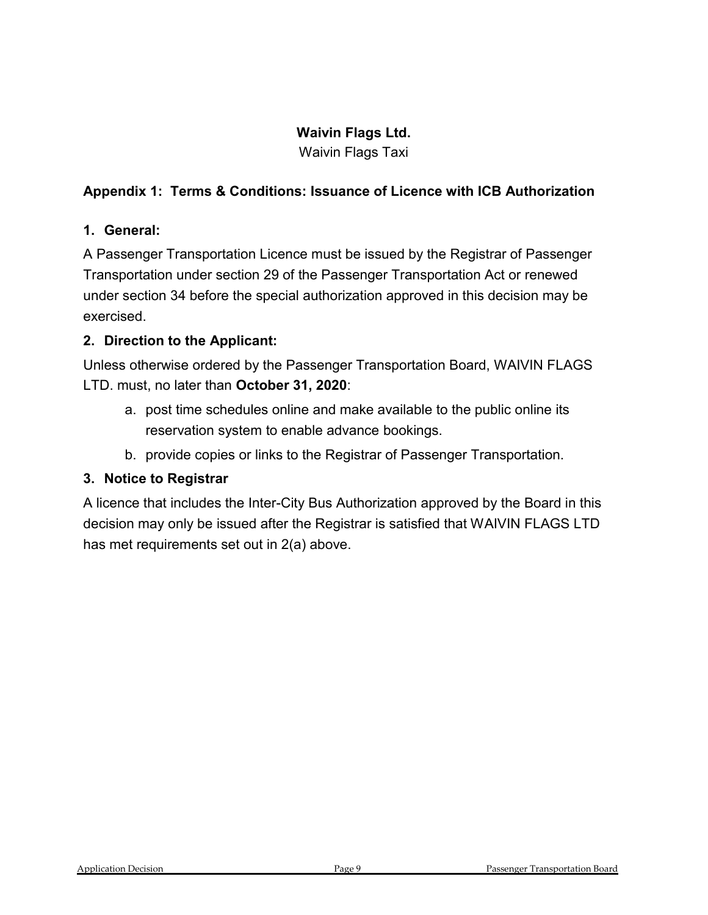**Waivin Flags Ltd.**
Waivin Flags Taxi

## Appendix 1: Terms & Conditions: Issuance of Licence with ICB Authorization

### 1. General:

A Passenger Transportation Licence must be issued by the Registrar of Passenger Transportation under section 29 of the Passenger Transportation Act or renewed under section 34 before the special authorization approved in this decision may be exercised.

### 2. Direction to the Applicant:

Unless otherwise ordered by the Passenger Transportation Board, WAIVIN FLAGS LTD. must, no later than **October 31, 2020**:

a. post time schedules online and make available to the public online its reservation system to enable advance bookings.

b. provide copies or links to the Registrar of Passenger Transportation.

### 3. Notice to Registrar

A licence that includes the Inter-City Bus Authorization approved by the Board in this decision may only be issued after the Registrar is satisfied that WAIVIN FLAGS LTD has met requirements set out in 2(a) above.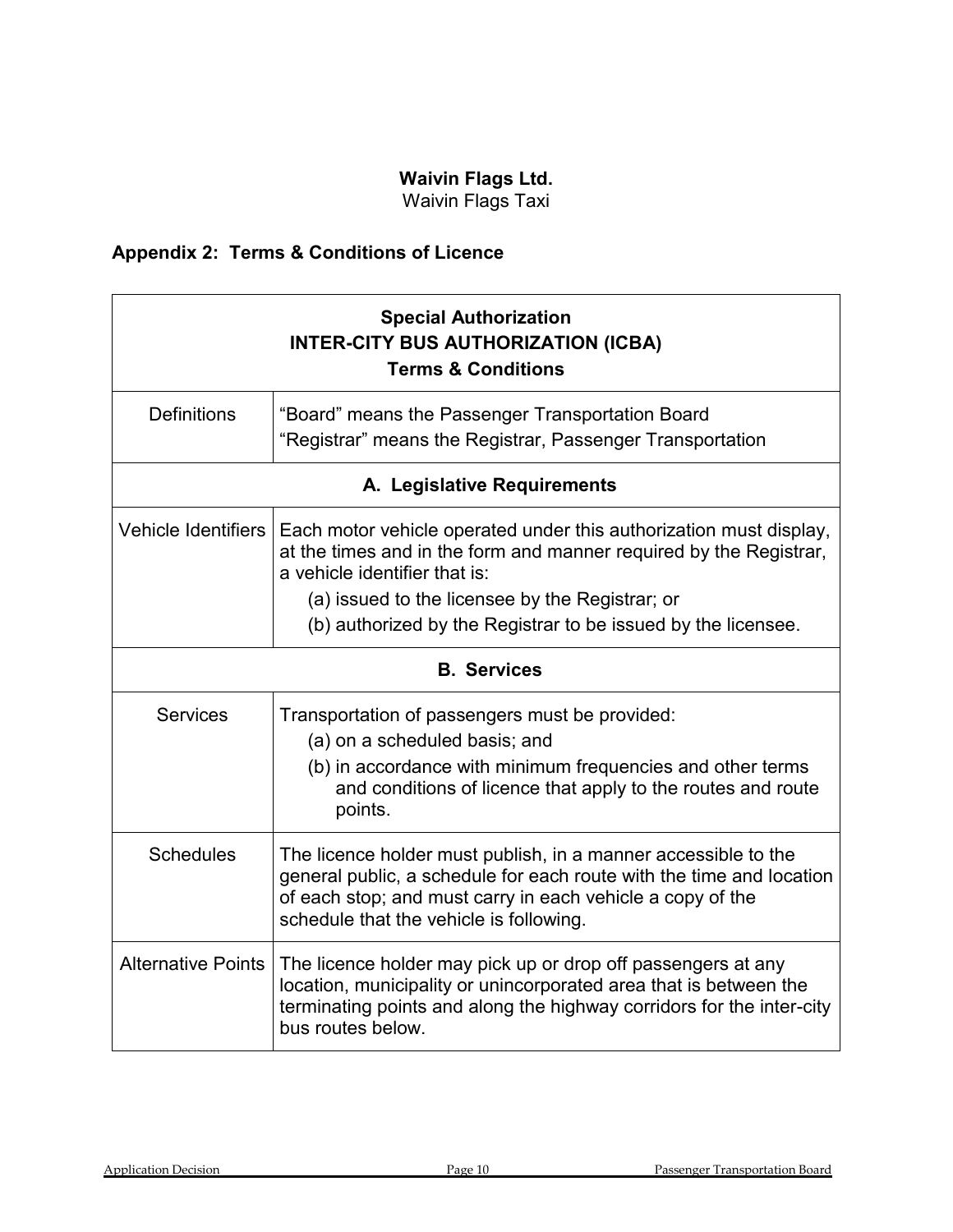**Waivin Flags Ltd.**
Waivin Flags Taxi

## Appendix 2: Terms & Conditions of Licence

| **Special Authorization<br>INTER-CITY BUS AUTHORIZATION (ICBA)<br>Terms & Conditions** | |
|---|---|
| Definitions | "Board" means the Passenger Transportation Board<br>"Registrar" means the Registrar, Passenger Transportation |
| **A. Legislative Requirements** | |
| Vehicle Identifiers | Each motor vehicle operated under this authorization must display, at the times and in the form and manner required by the Registrar, a vehicle identifier that is:<br>(a) issued to the licensee by the Registrar; or<br>(b) authorized by the Registrar to be issued by the licensee. |
| **B. Services** | |
| Services | Transportation of passengers must be provided:<br>(a) on a scheduled basis; and<br>(b) in accordance with minimum frequencies and other terms and conditions of licence that apply to the routes and route points. |
| Schedules | The licence holder must publish, in a manner accessible to the general public, a schedule for each route with the time and location of each stop; and must carry in each vehicle a copy of the schedule that the vehicle is following. |
| Alternative Points | The licence holder may pick up or drop off passengers at any location, municipality or unincorporated area that is between the terminating points and along the highway corridors for the inter-city bus routes below. |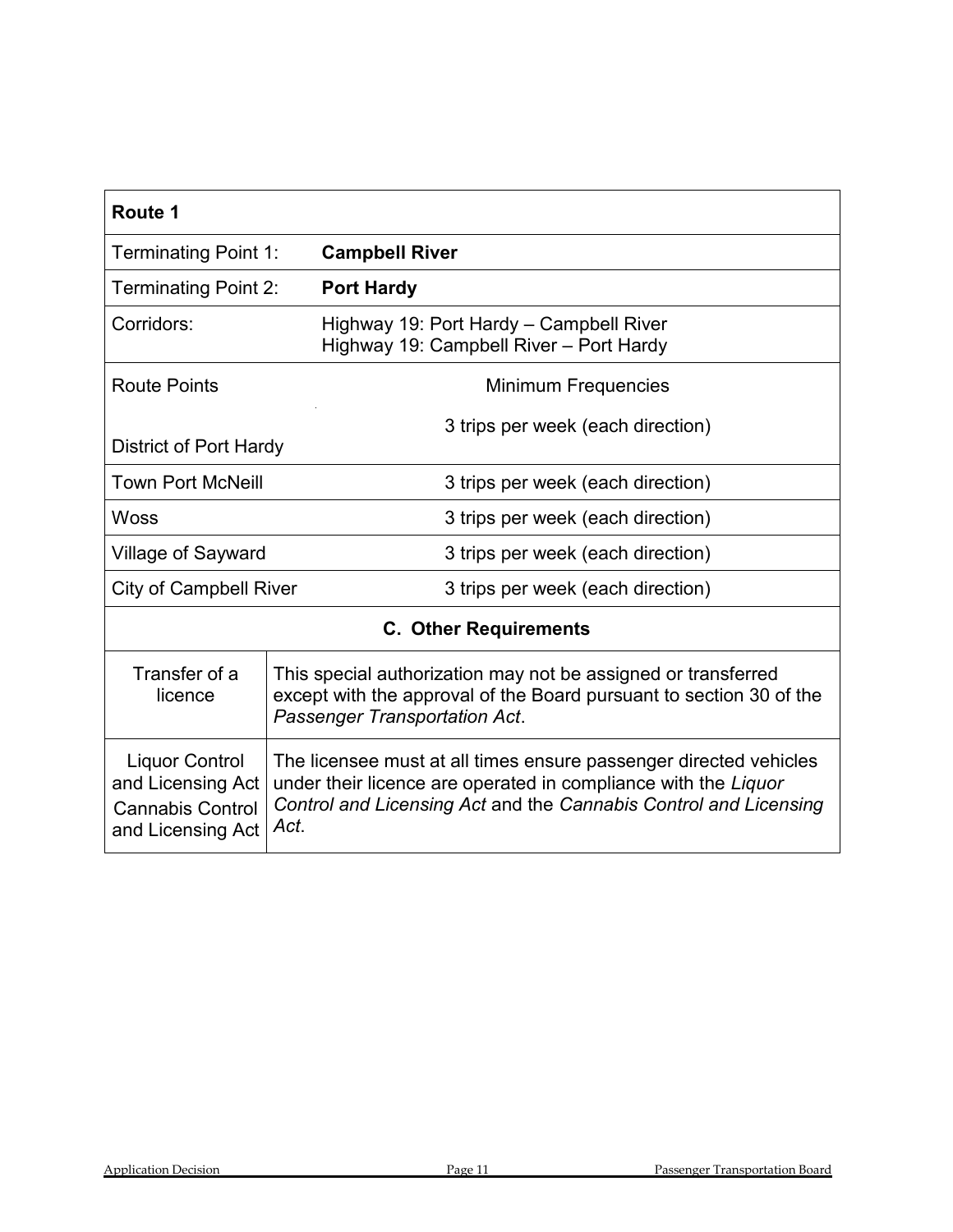| **Route 1** | |
|---|---|
| Terminating Point 1: | **Campbell River** |
| Terminating Point 2: | **Port Hardy** |
| Corridors: | Highway 19: Port Hardy – Campbell River<br>Highway 19: Campbell River – Port Hardy |
| Route Points | Minimum Frequencies |
| District of Port Hardy | 3 trips per week (each direction) |
| Town Port McNeill | 3 trips per week (each direction) |
| Woss | 3 trips per week (each direction) |
| Village of Sayward | 3 trips per week (each direction) |
| City of Campbell River | 3 trips per week (each direction) |

| **C. Other Requirements** | |
|---|---|
| Transfer of a licence | This special authorization may not be assigned or transferred except with the approval of the Board pursuant to section 30 of the *Passenger Transportation Act*. |
| Liquor Control and Licensing Act<br>Cannabis Control and Licensing Act | The licensee must at all times ensure passenger directed vehicles under their licence are operated in compliance with the *Liquor Control and Licensing Act* and the *Cannabis Control and Licensing Act*. |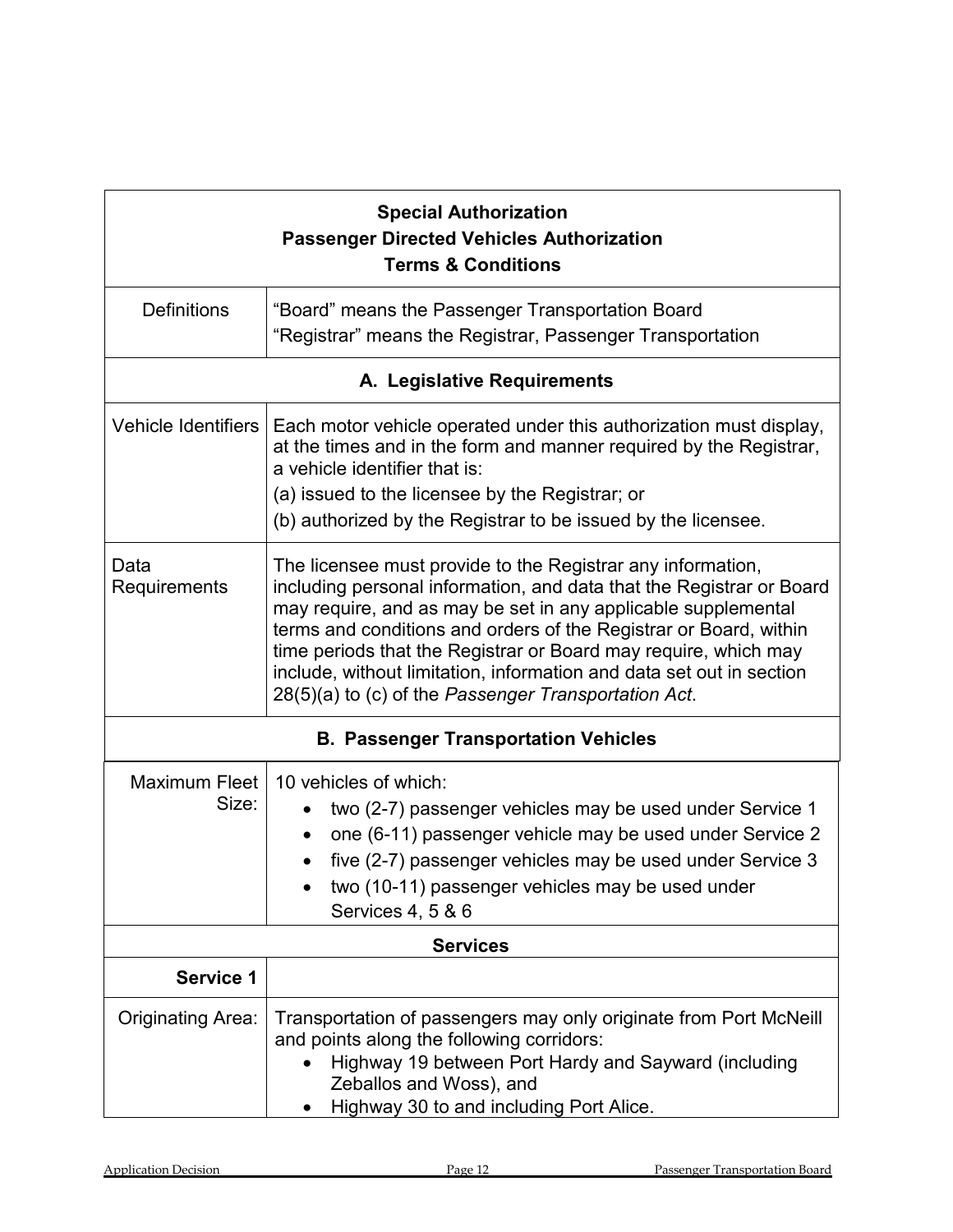| **Special Authorization**<br>**Passenger Directed Vehicles Authorization**<br>**Terms & Conditions** | |
|---|---|
| Definitions | "Board" means the Passenger Transportation Board<br>"Registrar" means the Registrar, Passenger Transportation |
| **A. Legislative Requirements** | |
| Vehicle Identifiers | Each motor vehicle operated under this authorization must display, at the times and in the form and manner required by the Registrar, a vehicle identifier that is:<br>(a) issued to the licensee by the Registrar; or<br>(b) authorized by the Registrar to be issued by the licensee. |
| Data Requirements | The licensee must provide to the Registrar any information, including personal information, and data that the Registrar or Board may require, and as may be set in any applicable supplemental terms and conditions and orders of the Registrar or Board, within time periods that the Registrar or Board may require, which may include, without limitation, information and data set out in section 28(5)(a) to (c) of the *Passenger Transportation Act*. |
| **B. Passenger Transportation Vehicles** | |
| Maximum Fleet Size: | 10 vehicles of which:<br>• two (2-7) passenger vehicles may be used under Service 1<br>• one (6-11) passenger vehicle may be used under Service 2<br>• five (2-7) passenger vehicles may be used under Service 3<br>• two (10-11) passenger vehicles may be used under Services 4, 5 & 6 |
| **Services** | |
| **Service 1** | |
| Originating Area: | Transportation of passengers may only originate from Port McNeill and points along the following corridors:<br>• Highway 19 between Port Hardy and Sayward (including Zeballos and Woss), and<br>• Highway 30 to and including Port Alice. |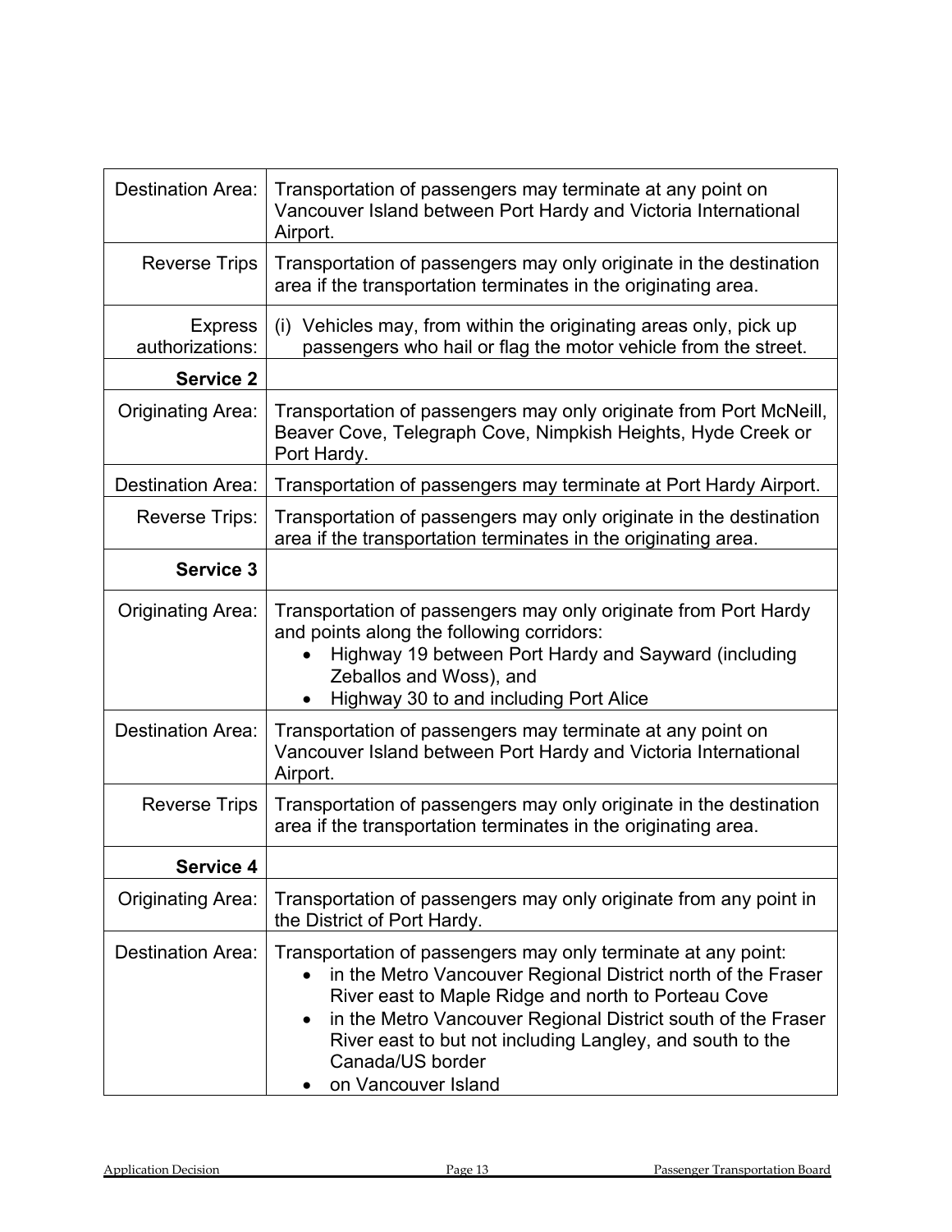| | |
|---|---|
| Destination Area: | Transportation of passengers may terminate at any point on Vancouver Island between Port Hardy and Victoria International Airport. |
| Reverse Trips | Transportation of passengers may only originate in the destination area if the transportation terminates in the originating area. |
| Express authorizations: | (i) Vehicles may, from within the originating areas only, pick up passengers who hail or flag the motor vehicle from the street. |
| **Service 2** | |
| Originating Area: | Transportation of passengers may only originate from Port McNeill, Beaver Cove, Telegraph Cove, Nimpkish Heights, Hyde Creek or Port Hardy. |
| Destination Area: | Transportation of passengers may terminate at Port Hardy Airport. |
| Reverse Trips: | Transportation of passengers may only originate in the destination area if the transportation terminates in the originating area. |
| **Service 3** | |
| Originating Area: | Transportation of passengers may only originate from Port Hardy and points along the following corridors:<br>• Highway 19 between Port Hardy and Sayward (including Zeballos and Woss), and<br>• Highway 30 to and including Port Alice |
| Destination Area: | Transportation of passengers may terminate at any point on Vancouver Island between Port Hardy and Victoria International Airport. |
| Reverse Trips | Transportation of passengers may only originate in the destination area if the transportation terminates in the originating area. |
| **Service 4** | |
| Originating Area: | Transportation of passengers may only originate from any point in the District of Port Hardy. |
| Destination Area: | Transportation of passengers may only terminate at any point:<br>• in the Metro Vancouver Regional District north of the Fraser River east to Maple Ridge and north to Porteau Cove<br>• in the Metro Vancouver Regional District south of the Fraser River east to but not including Langley, and south to the Canada/US border<br>• on Vancouver Island |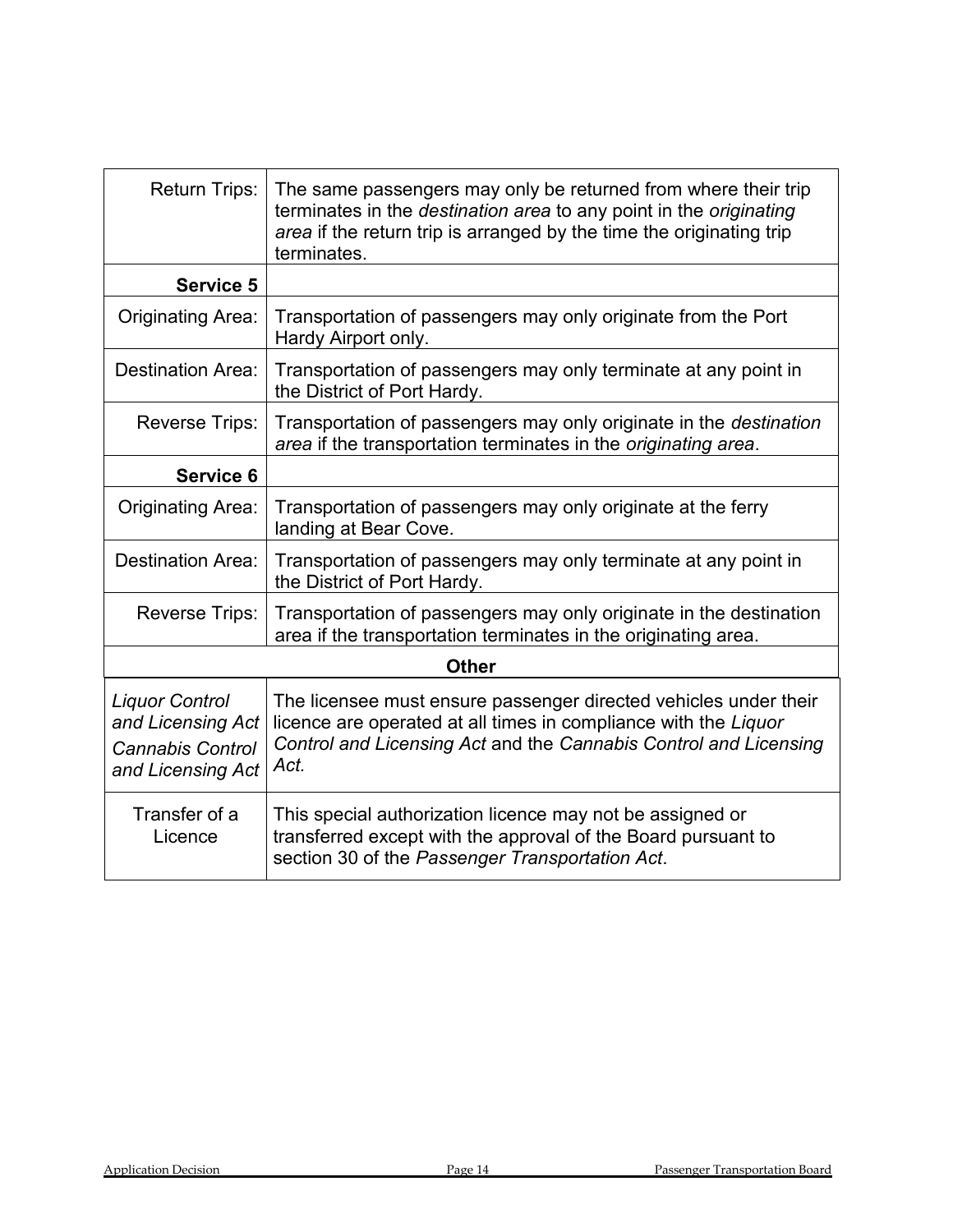| | |
|---|---|
| Return Trips: | The same passengers may only be returned from where their trip terminates in the *destination area* to any point in the *originating area* if the return trip is arranged by the time the originating trip terminates. |
| **Service 5** | |
| Originating Area: | Transportation of passengers may only originate from the Port Hardy Airport only. |
| Destination Area: | Transportation of passengers may only terminate at any point in the District of Port Hardy. |
| Reverse Trips: | Transportation of passengers may only originate in the *destination area* if the transportation terminates in the *originating area*. |
| **Service 6** | |
| Originating Area: | Transportation of passengers may only originate at the ferry landing at Bear Cove. |
| Destination Area: | Transportation of passengers may only terminate at any point in the District of Port Hardy. |
| Reverse Trips: | Transportation of passengers may only originate in the destination area if the transportation terminates in the originating area. |
| **Other** | |
| *Liquor Control and Licensing Act* *Cannabis Control and Licensing Act* | The licensee must ensure passenger directed vehicles under their licence are operated at all times in compliance with the *Liquor Control and Licensing Act* and the *Cannabis Control and Licensing Act.* |
| Transfer of a Licence | This special authorization licence may not be assigned or transferred except with the approval of the Board pursuant to section 30 of the *Passenger Transportation Act*. |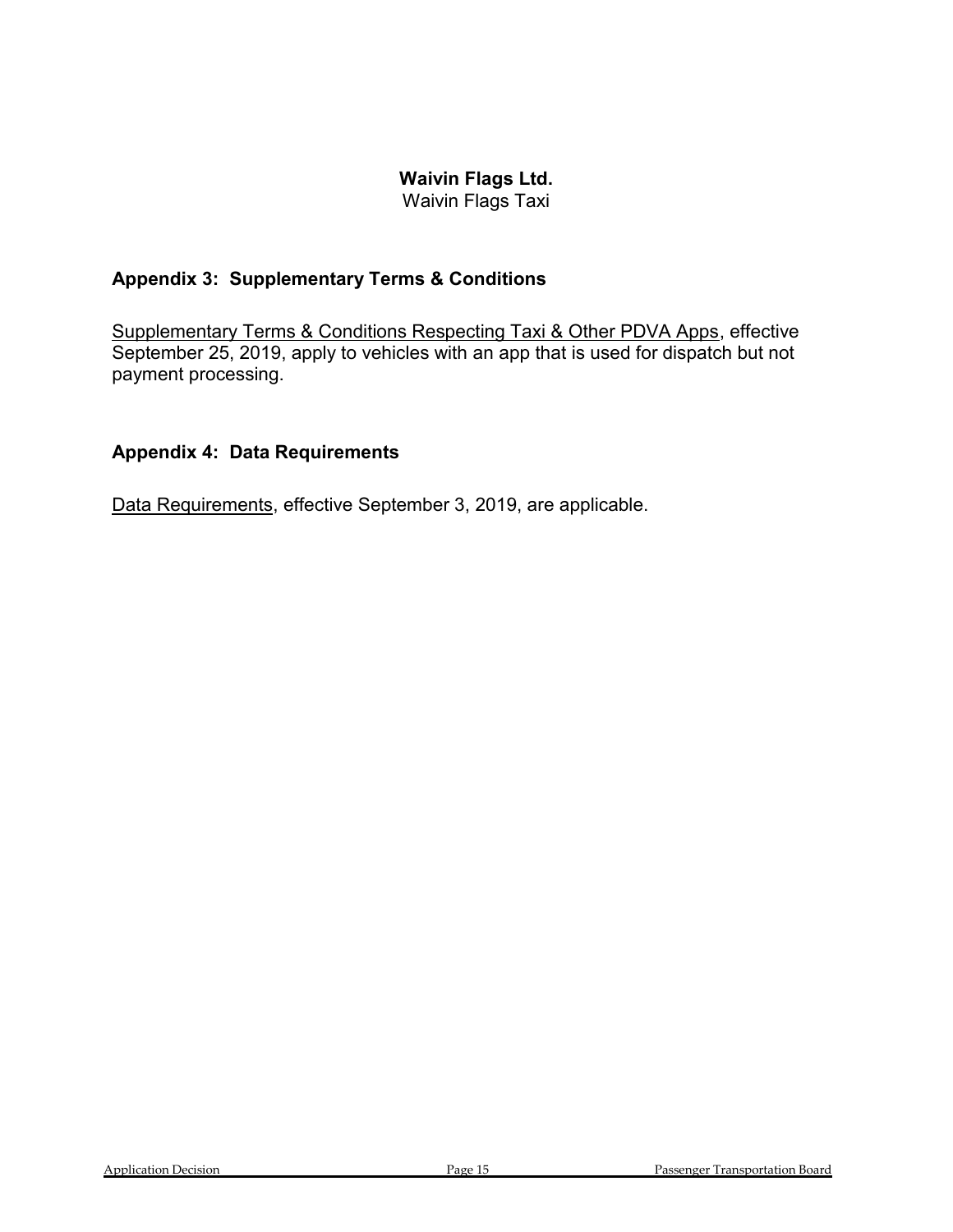**Waivin Flags Ltd.**
Waivin Flags Taxi

## Appendix 3: Supplementary Terms & Conditions

Supplementary Terms & Conditions Respecting Taxi & Other PDVA Apps, effective September 25, 2019, apply to vehicles with an app that is used for dispatch but not payment processing.

## Appendix 4: Data Requirements

Data Requirements, effective September 3, 2019, are applicable.